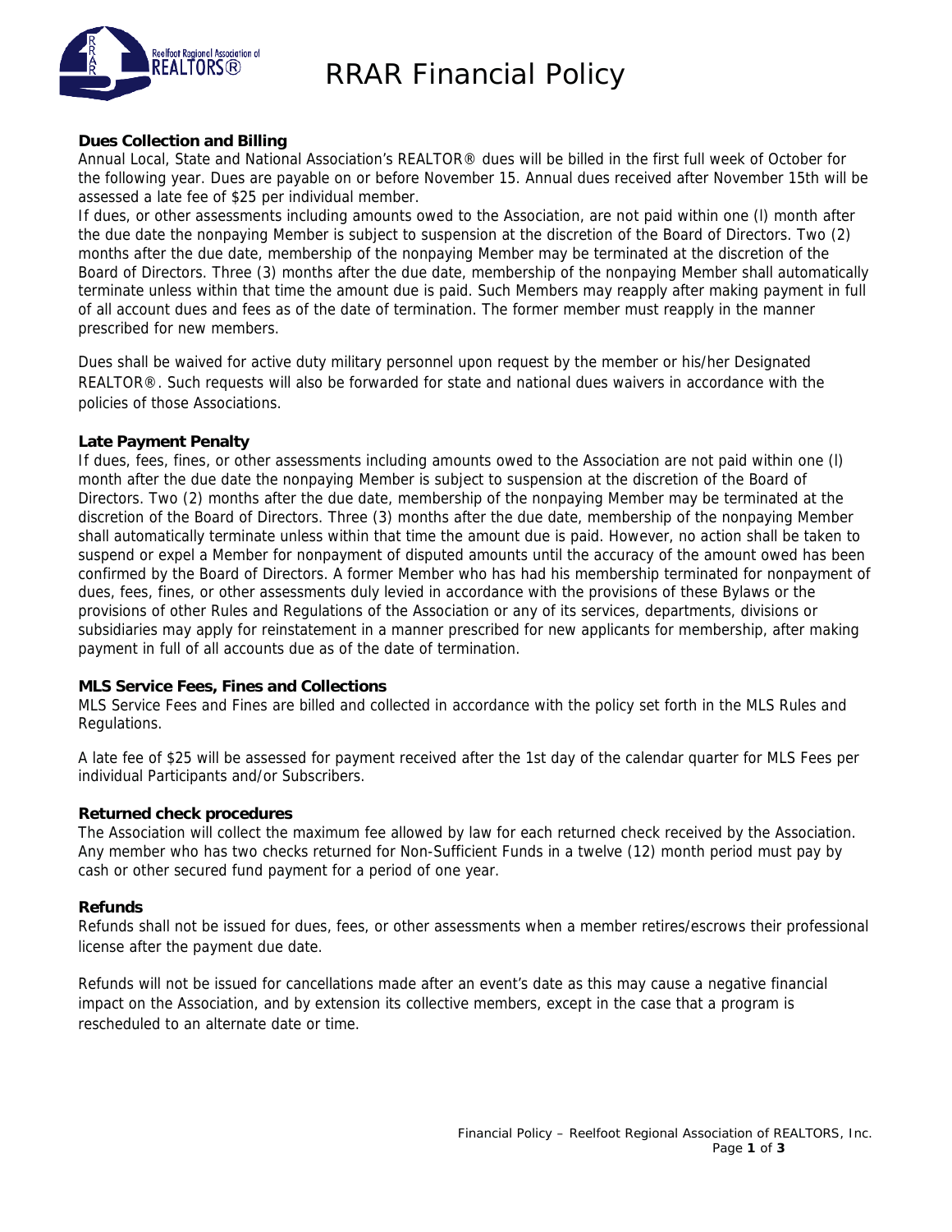# RRAR Financial Policy

**Dues Collection and Billing**

Annual Local, State and National Association's REALTOR® dues will be billed in the first full week of October for the following year. Dues are payable on or before November 15. Annual dues received after November 15th will be assessed a late fee of $25 per individual member.

If dues, or other assessments including amounts owed to the Association, are not paid within one (l) month after the due date the nonpaying Member is subject to suspension at the discretion of the Board of Directors. Two (2) months after the due date, membership of the nonpaying Member may be terminated at the discretion of the Board of Directors. Three (3) months after the due date, membership of the nonpaying Member shall automatically terminate unless within that time the amount due is paid. Such Members may reapply after making payment in full of all account dues and fees as of the date of termination. The former member must reapply in the manner prescribed for new members.

Dues shall be waived for active duty military personnel upon request by the member or his/her Designated REALTOR®. Such requests will also be forwarded for state and national dues waivers in accordance with the policies of those Associations.

**Late Payment Penalty**

If dues, fees, fines, or other assessments including amounts owed to the Association are not paid within one (l) month after the due date the nonpaying Member is subject to suspension at the discretion of the Board of Directors. Two (2) months after the due date, membership of the nonpaying Member may be terminated at the discretion of the Board of Directors. Three (3) months after the due date, membership of the nonpaying Member shall automatically terminate unless within that time the amount due is paid. However, no action shall be taken to suspend or expel a Member for nonpayment of disputed amounts until the accuracy of the amount owed has been confirmed by the Board of Directors. A former Member who has had his membership terminated for nonpayment of dues, fees, fines, or other assessments duly levied in accordance with the provisions of these Bylaws or the provisions of other Rules and Regulations of the Association or any of its services, departments, divisions or subsidiaries may apply for reinstatement in a manner prescribed for new applicants for membership, after making payment in full of all accounts due as of the date of termination.

**MLS Service Fees, Fines and Collections**

MLS Service Fees and Fines are billed and collected in accordance with the policy set forth in the MLS Rules and Regulations.

A late fee of $25 will be assessed for payment received after the 1st day of the calendar quarter for MLS Fees per individual Participants and/or Subscribers.

**Returned check procedures**

The Association will collect the maximum fee allowed by law for each returned check received by the Association. Any member who has two checks returned for Non-Sufficient Funds in a twelve (12) month period must pay by cash or other secured fund payment for a period of one year.

**Refunds**

Refunds shall not be issued for dues, fees, or other assessments when a member retires/escrows their professional license after the payment due date.

Refunds will not be issued for cancellations made after an event's date as this may cause a negative financial impact on the Association, and by extension its collective members, except in the case that a program is rescheduled to an alternate date or time.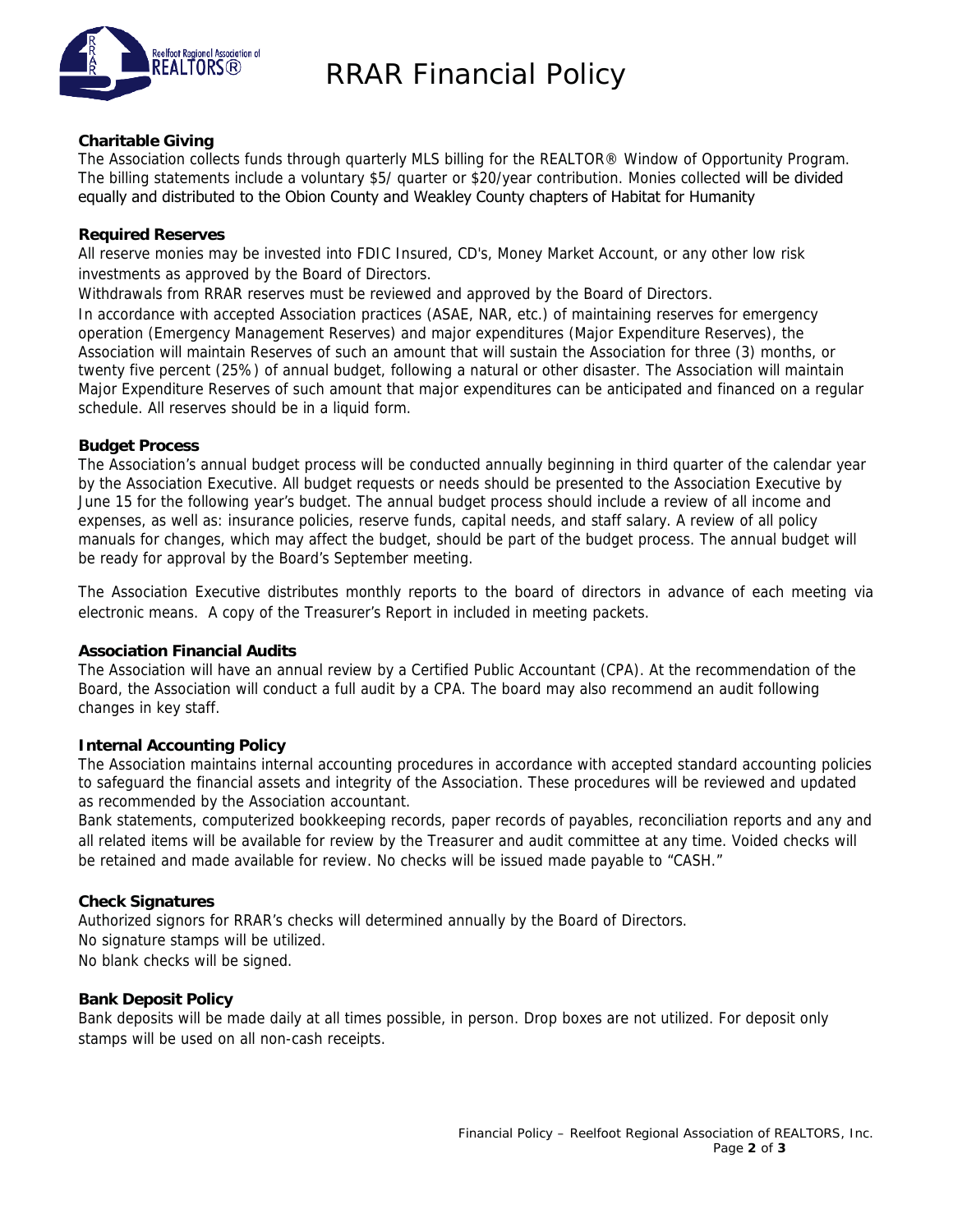# RRAR Financial Policy

### Charitable Giving

The Association collects funds through quarterly MLS billing for the REALTOR® Window of Opportunity Program. The billing statements include a voluntary $5/ quarter or $20/year contribution. Monies collected will be divided equally and distributed to the Obion County and Weakley County chapters of Habitat for Humanity

### Required Reserves

All reserve monies may be invested into FDIC Insured, CD's, Money Market Account, or any other low risk investments as approved by the Board of Directors.

Withdrawals from RRAR reserves must be reviewed and approved by the Board of Directors.

In accordance with accepted Association practices (ASAE, NAR, etc.) of maintaining reserves for emergency operation (Emergency Management Reserves) and major expenditures (Major Expenditure Reserves), the Association will maintain Reserves of such an amount that will sustain the Association for three (3) months, or twenty five percent (25%) of annual budget, following a natural or other disaster. The Association will maintain Major Expenditure Reserves of such amount that major expenditures can be anticipated and financed on a regular schedule. All reserves should be in a liquid form.

### Budget Process

The Association's annual budget process will be conducted annually beginning in third quarter of the calendar year by the Association Executive. All budget requests or needs should be presented to the Association Executive by June 15 for the following year's budget. The annual budget process should include a review of all income and expenses, as well as: insurance policies, reserve funds, capital needs, and staff salary. A review of all policy manuals for changes, which may affect the budget, should be part of the budget process. The annual budget will be ready for approval by the Board's September meeting.

The Association Executive distributes monthly reports to the board of directors in advance of each meeting via electronic means. A copy of the Treasurer's Report in included in meeting packets.

### Association Financial Audits

The Association will have an annual review by a Certified Public Accountant (CPA). At the recommendation of the Board, the Association will conduct a full audit by a CPA. The board may also recommend an audit following changes in key staff.

### Internal Accounting Policy

The Association maintains internal accounting procedures in accordance with accepted standard accounting policies to safeguard the financial assets and integrity of the Association. These procedures will be reviewed and updated as recommended by the Association accountant.

Bank statements, computerized bookkeeping records, paper records of payables, reconciliation reports and any and all related items will be available for review by the Treasurer and audit committee at any time. Voided checks will be retained and made available for review. No checks will be issued made payable to "CASH."

### Check Signatures

Authorized signors for RRAR's checks will determined annually by the Board of Directors.

No signature stamps will be utilized.

No blank checks will be signed.

### Bank Deposit Policy

Bank deposits will be made daily at all times possible, in person. Drop boxes are not utilized. For deposit only stamps will be used on all non-cash receipts.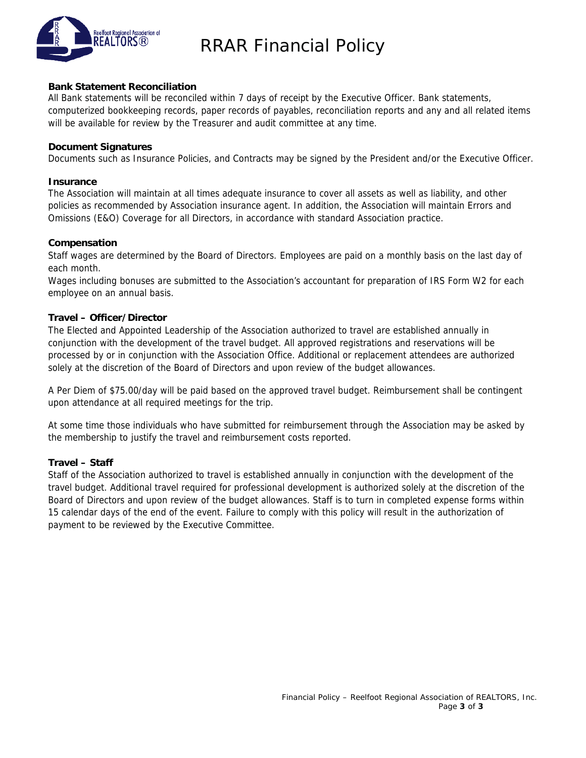# RRAR Financial Policy

**Bank Statement Reconciliation**

All Bank statements will be reconciled within 7 days of receipt by the Executive Officer. Bank statements, computerized bookkeeping records, paper records of payables, reconciliation reports and any and all related items will be available for review by the Treasurer and audit committee at any time.

**Document Signatures**

Documents such as Insurance Policies, and Contracts may be signed by the President and/or the Executive Officer.

**Insurance**

The Association will maintain at all times adequate insurance to cover all assets as well as liability, and other policies as recommended by Association insurance agent. In addition, the Association will maintain Errors and Omissions (E&O) Coverage for all Directors, in accordance with standard Association practice.

**Compensation**

Staff wages are determined by the Board of Directors. Employees are paid on a monthly basis on the last day of each month.

Wages including bonuses are submitted to the Association's accountant for preparation of IRS Form W2 for each employee on an annual basis.

**Travel – Officer/Director**

The Elected and Appointed Leadership of the Association authorized to travel are established annually in conjunction with the development of the travel budget. All approved registrations and reservations will be processed by or in conjunction with the Association Office. Additional or replacement attendees are authorized solely at the discretion of the Board of Directors and upon review of the budget allowances.

A Per Diem of $75.00/day will be paid based on the approved travel budget. Reimbursement shall be contingent upon attendance at all required meetings for the trip.

At some time those individuals who have submitted for reimbursement through the Association may be asked by the membership to justify the travel and reimbursement costs reported.

**Travel – Staff**

Staff of the Association authorized to travel is established annually in conjunction with the development of the travel budget. Additional travel required for professional development is authorized solely at the discretion of the Board of Directors and upon review of the budget allowances. Staff is to turn in completed expense forms within 15 calendar days of the end of the event. Failure to comply with this policy will result in the authorization of payment to be reviewed by the Executive Committee.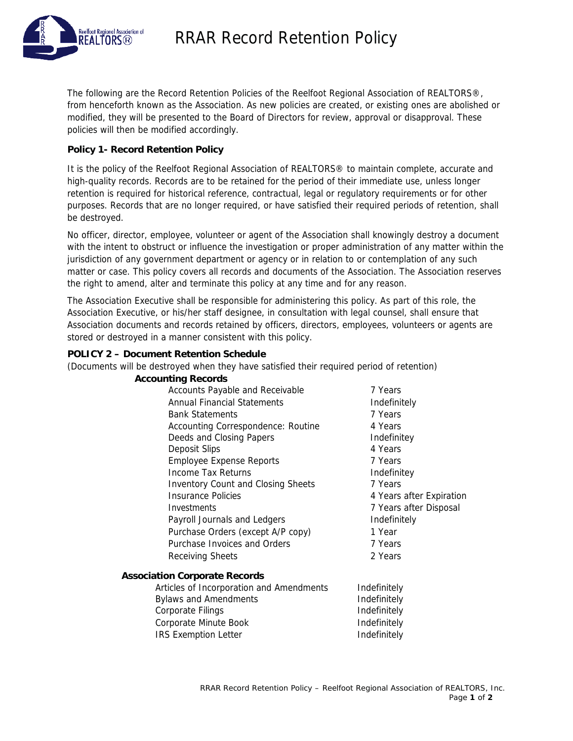# RRAR Record Retention Policy

The following are the Record Retention Policies of the Reelfoot Regional Association of REALTORS®, from henceforth known as the Association. As new policies are created, or existing ones are abolished or modified, they will be presented to the Board of Directors for review, approval or disapproval. These policies will then be modified accordingly.

**Policy 1- Record Retention Policy**

It is the policy of the Reelfoot Regional Association of REALTORS® to maintain complete, accurate and high-quality records. Records are to be retained for the period of their immediate use, unless longer retention is required for historical reference, contractual, legal or regulatory requirements or for other purposes. Records that are no longer required, or have satisfied their required periods of retention, shall be destroyed.

No officer, director, employee, volunteer or agent of the Association shall knowingly destroy a document with the intent to obstruct or influence the investigation or proper administration of any matter within the jurisdiction of any government department or agency or in relation to or contemplation of any such matter or case. This policy covers all records and documents of the Association. The Association reserves the right to amend, alter and terminate this policy at any time and for any reason.

The Association Executive shall be responsible for administering this policy. As part of this role, the Association Executive, or his/her staff designee, in consultation with legal counsel, shall ensure that Association documents and records retained by officers, directors, employees, volunteers or agents are stored or destroyed in a manner consistent with this policy.

**POLICY 2 – Document Retention Schedule**

(Documents will be destroyed when they have satisfied their required period of retention)

**Accounting Records**

| Record | Retention |
|---|---|
| Accounts Payable and Receivable | 7 Years |
| Annual Financial Statements | Indefinitely |
| Bank Statements | 7 Years |
| Accounting Correspondence: Routine | 4 Years |
| Deeds and Closing Papers | Indefinitey |
| Deposit Slips | 4 Years |
| Employee Expense Reports | 7 Years |
| Income Tax Returns | Indefinitey |
| Inventory Count and Closing Sheets | 7 Years |
| Insurance Policies | 4 Years after Expiration |
| Investments | 7 Years after Disposal |
| Payroll Journals and Ledgers | Indefinitely |
| Purchase Orders (except A/P copy) | 1 Year |
| Purchase Invoices and Orders | 7 Years |
| Receiving Sheets | 2 Years |

**Association Corporate Records**

| Record | Retention |
|---|---|
| Articles of Incorporation and Amendments | Indefinitely |
| Bylaws and Amendments | Indefinitely |
| Corporate Filings | Indefinitely |
| Corporate Minute Book | Indefinitely |
| IRS Exemption Letter | Indefinitely |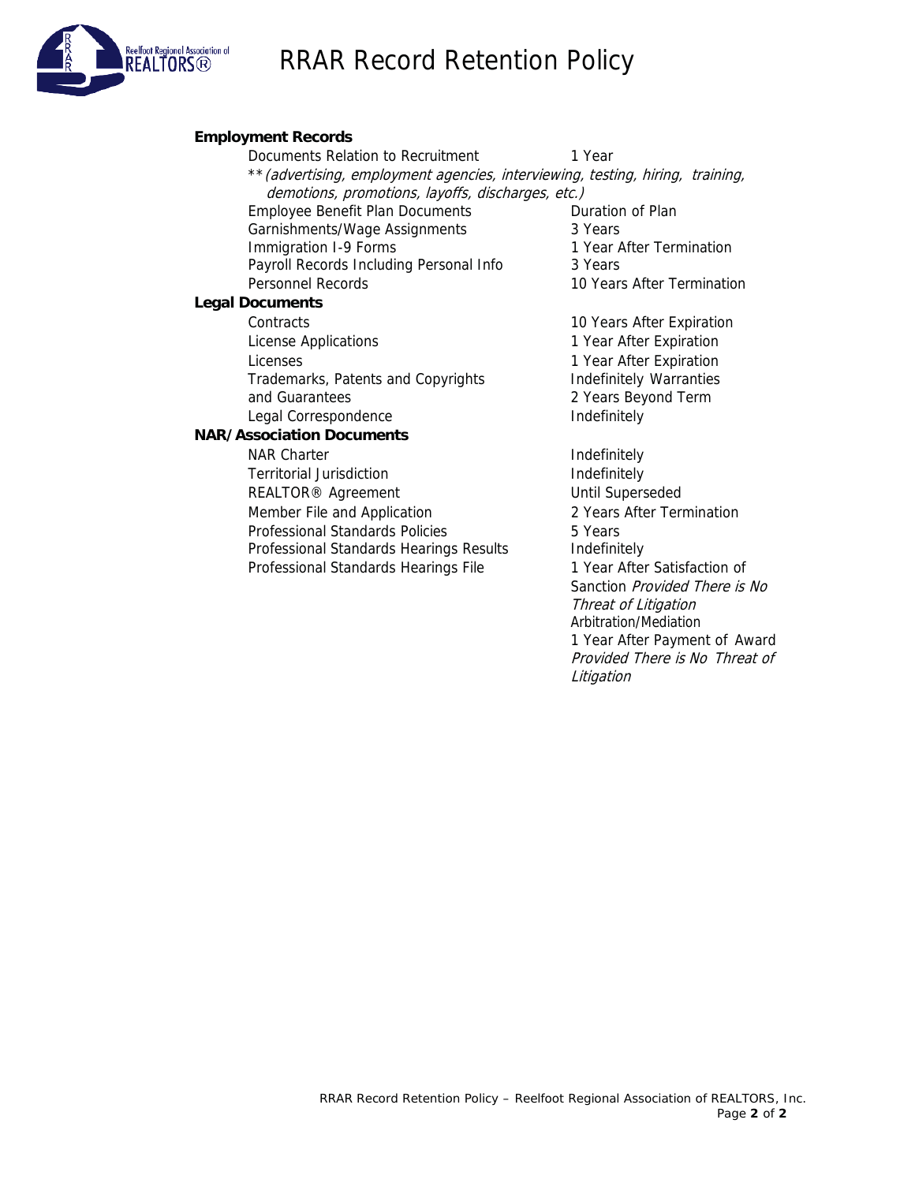# RRAR Record Retention Policy

**Employment Records**

| Document | Retention Period |
|---|---|
| Documents Relation to Recruitment | 1 Year |
| ***(advertising, employment agencies, interviewing, testing, hiring, training, demotions, promotions, layoffs, discharges, etc.)* | |
| Employee Benefit Plan Documents | Duration of Plan |
| Garnishments/Wage Assignments | 3 Years |
| Immigration I-9 Forms | 1 Year After Termination |
| Payroll Records Including Personal Info | 3 Years |
| Personnel Records | 10 Years After Termination |

**Legal Documents**

| Document | Retention Period |
|---|---|
| Contracts | 10 Years After Expiration |
| License Applications | 1 Year After Expiration |
| Licenses | 1 Year After Expiration |
| Trademarks, Patents and Copyrights | Indefinitely Warranties |
| and Guarantees | 2 Years Beyond Term |
| Legal Correspondence | Indefinitely |

**NAR/Association Documents**

| Document | Retention Period |
|---|---|
| NAR Charter | Indefinitely |
| Territorial Jurisdiction | Indefinitely |
| REALTOR® Agreement | Until Superseded |
| Member File and Application | 2 Years After Termination |
| Professional Standards Policies | 5 Years |
| Professional Standards Hearings Results | Indefinitely |
| Professional Standards Hearings File | 1 Year After Satisfaction of Sanction *Provided There is No Threat of Litigation* Arbitration/Mediation 1 Year After Payment of Award *Provided There is No Threat of Litigation* |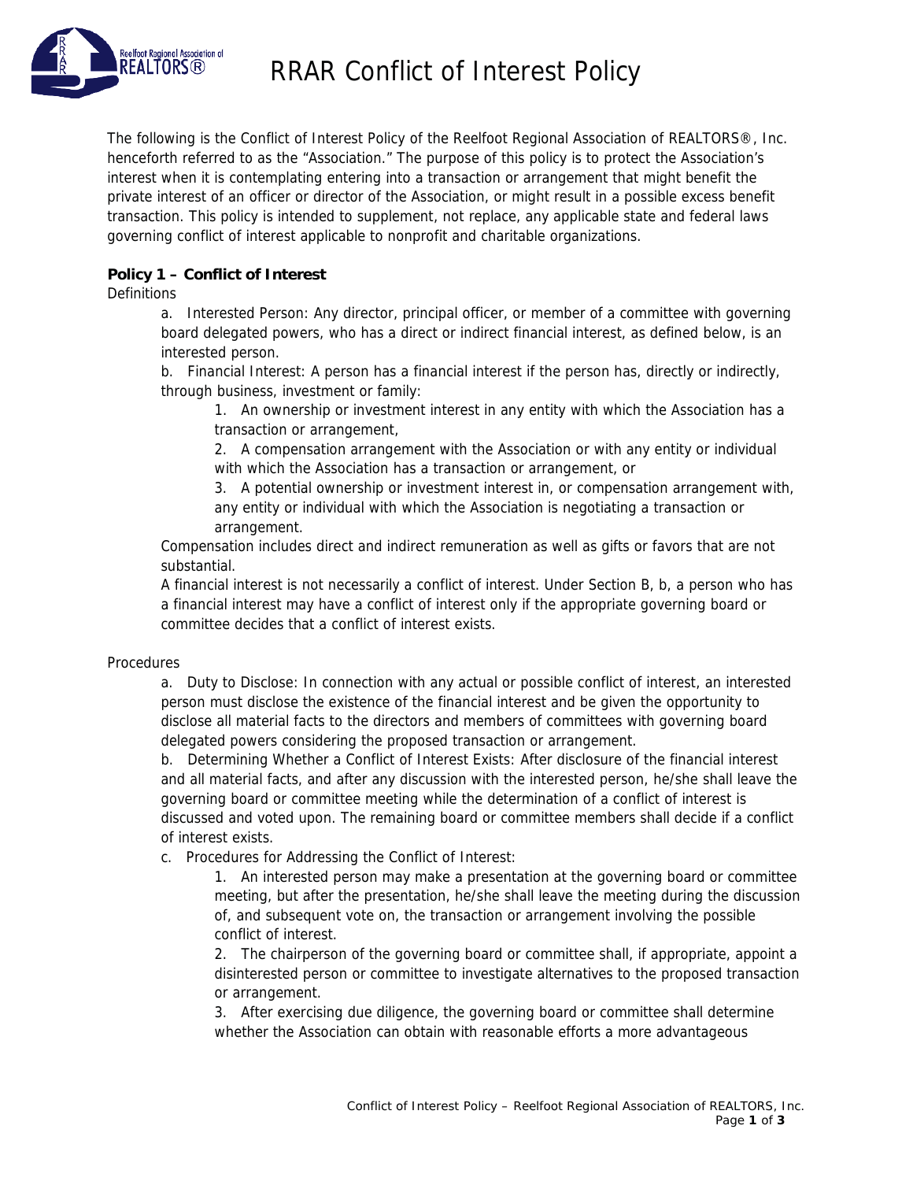# RRAR Conflict of Interest Policy

The following is the Conflict of Interest Policy of the Reelfoot Regional Association of REALTORS®, Inc. henceforth referred to as the "Association." The purpose of this policy is to protect the Association's interest when it is contemplating entering into a transaction or arrangement that might benefit the private interest of an officer or director of the Association, or might result in a possible excess benefit transaction. This policy is intended to supplement, not replace, any applicable state and federal laws governing conflict of interest applicable to nonprofit and charitable organizations.

**Policy 1 – Conflict of Interest**

Definitions

a. Interested Person: Any director, principal officer, or member of a committee with governing board delegated powers, who has a direct or indirect financial interest, as defined below, is an interested person.

b. Financial Interest: A person has a financial interest if the person has, directly or indirectly, through business, investment or family:

1. An ownership or investment interest in any entity with which the Association has a transaction or arrangement,
2. A compensation arrangement with the Association or with any entity or individual with which the Association has a transaction or arrangement, or
3. A potential ownership or investment interest in, or compensation arrangement with, any entity or individual with which the Association is negotiating a transaction or arrangement.

Compensation includes direct and indirect remuneration as well as gifts or favors that are not substantial.

A financial interest is not necessarily a conflict of interest. Under Section B, b, a person who has a financial interest may have a conflict of interest only if the appropriate governing board or committee decides that a conflict of interest exists.

Procedures

a. Duty to Disclose: In connection with any actual or possible conflict of interest, an interested person must disclose the existence of the financial interest and be given the opportunity to disclose all material facts to the directors and members of committees with governing board delegated powers considering the proposed transaction or arrangement.

b. Determining Whether a Conflict of Interest Exists: After disclosure of the financial interest and all material facts, and after any discussion with the interested person, he/she shall leave the governing board or committee meeting while the determination of a conflict of interest is discussed and voted upon. The remaining board or committee members shall decide if a conflict of interest exists.

c. Procedures for Addressing the Conflict of Interest:

1. An interested person may make a presentation at the governing board or committee meeting, but after the presentation, he/she shall leave the meeting during the discussion of, and subsequent vote on, the transaction or arrangement involving the possible conflict of interest.
2. The chairperson of the governing board or committee shall, if appropriate, appoint a disinterested person or committee to investigate alternatives to the proposed transaction or arrangement.
3. After exercising due diligence, the governing board or committee shall determine whether the Association can obtain with reasonable efforts a more advantageous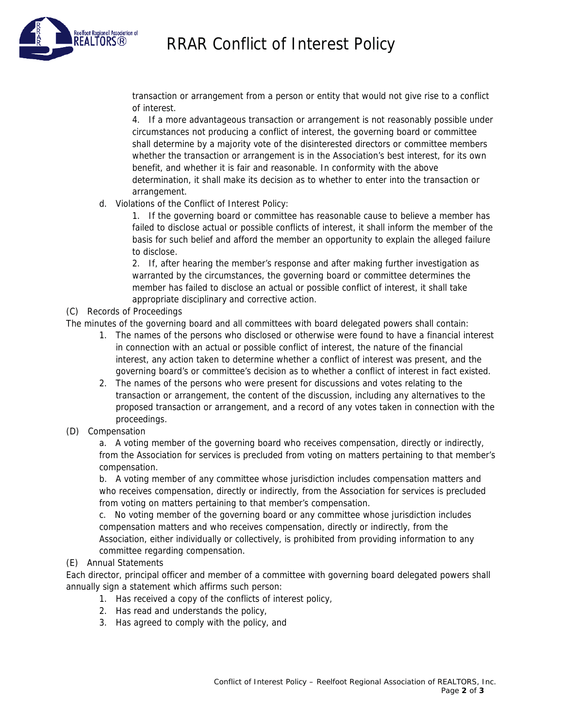transaction or arrangement from a person or entity that would not give rise to a conflict of interest.

4. If a more advantageous transaction or arrangement is not reasonably possible under circumstances not producing a conflict of interest, the governing board or committee shall determine by a majority vote of the disinterested directors or committee members whether the transaction or arrangement is in the Association's best interest, for its own benefit, and whether it is fair and reasonable. In conformity with the above determination, it shall make its decision as to whether to enter into the transaction or arrangement.

d. Violations of the Conflict of Interest Policy:

1. If the governing board or committee has reasonable cause to believe a member has failed to disclose actual or possible conflicts of interest, it shall inform the member of the basis for such belief and afford the member an opportunity to explain the alleged failure to disclose.

2. If, after hearing the member's response and after making further investigation as warranted by the circumstances, the governing board or committee determines the member has failed to disclose an actual or possible conflict of interest, it shall take appropriate disciplinary and corrective action.

(C) Records of Proceedings

The minutes of the governing board and all committees with board delegated powers shall contain:

1. The names of the persons who disclosed or otherwise were found to have a financial interest in connection with an actual or possible conflict of interest, the nature of the financial interest, any action taken to determine whether a conflict of interest was present, and the governing board's or committee's decision as to whether a conflict of interest in fact existed.
2. The names of the persons who were present for discussions and votes relating to the transaction or arrangement, the content of the discussion, including any alternatives to the proposed transaction or arrangement, and a record of any votes taken in connection with the proceedings.

(D) Compensation

a. A voting member of the governing board who receives compensation, directly or indirectly, from the Association for services is precluded from voting on matters pertaining to that member's compensation.

b. A voting member of any committee whose jurisdiction includes compensation matters and who receives compensation, directly or indirectly, from the Association for services is precluded from voting on matters pertaining to that member's compensation.

c. No voting member of the governing board or any committee whose jurisdiction includes compensation matters and who receives compensation, directly or indirectly, from the Association, either individually or collectively, is prohibited from providing information to any committee regarding compensation.

(E) Annual Statements

Each director, principal officer and member of a committee with governing board delegated powers shall annually sign a statement which affirms such person:

1. Has received a copy of the conflicts of interest policy,
2. Has read and understands the policy,
3. Has agreed to comply with the policy, and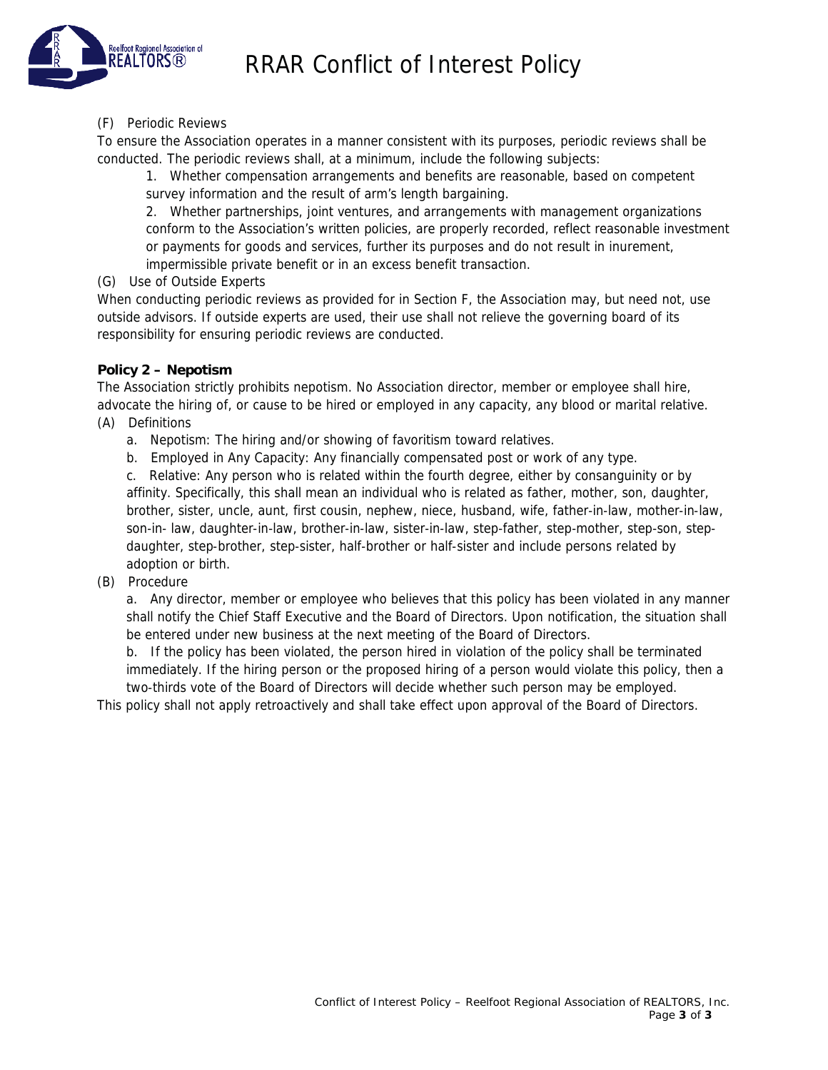(F) Periodic Reviews

To ensure the Association operates in a manner consistent with its purposes, periodic reviews shall be conducted. The periodic reviews shall, at a minimum, include the following subjects:

1. Whether compensation arrangements and benefits are reasonable, based on competent survey information and the result of arm's length bargaining.
2. Whether partnerships, joint ventures, and arrangements with management organizations conform to the Association's written policies, are properly recorded, reflect reasonable investment or payments for goods and services, further its purposes and do not result in inurement, impermissible private benefit or in an excess benefit transaction.

(G) Use of Outside Experts

When conducting periodic reviews as provided for in Section F, the Association may, but need not, use outside advisors. If outside experts are used, their use shall not relieve the governing board of its responsibility for ensuring periodic reviews are conducted.

**Policy 2 – Nepotism**

The Association strictly prohibits nepotism. No Association director, member or employee shall hire, advocate the hiring of, or cause to be hired or employed in any capacity, any blood or marital relative.

(A) Definitions

a. Nepotism: The hiring and/or showing of favoritism toward relatives.

b. Employed in Any Capacity: Any financially compensated post or work of any type.

c. Relative: Any person who is related within the fourth degree, either by consanguinity or by affinity. Specifically, this shall mean an individual who is related as father, mother, son, daughter, brother, sister, uncle, aunt, first cousin, nephew, niece, husband, wife, father-in-law, mother-in-law, son-in- law, daughter-in-law, brother-in-law, sister-in-law, step-father, step-mother, step-son, step-daughter, step-brother, step-sister, half-brother or half-sister and include persons related by adoption or birth.

(B) Procedure

a. Any director, member or employee who believes that this policy has been violated in any manner shall notify the Chief Staff Executive and the Board of Directors. Upon notification, the situation shall be entered under new business at the next meeting of the Board of Directors.

b. If the policy has been violated, the person hired in violation of the policy shall be terminated immediately. If the hiring person or the proposed hiring of a person would violate this policy, then a two-thirds vote of the Board of Directors will decide whether such person may be employed.

This policy shall not apply retroactively and shall take effect upon approval of the Board of Directors.